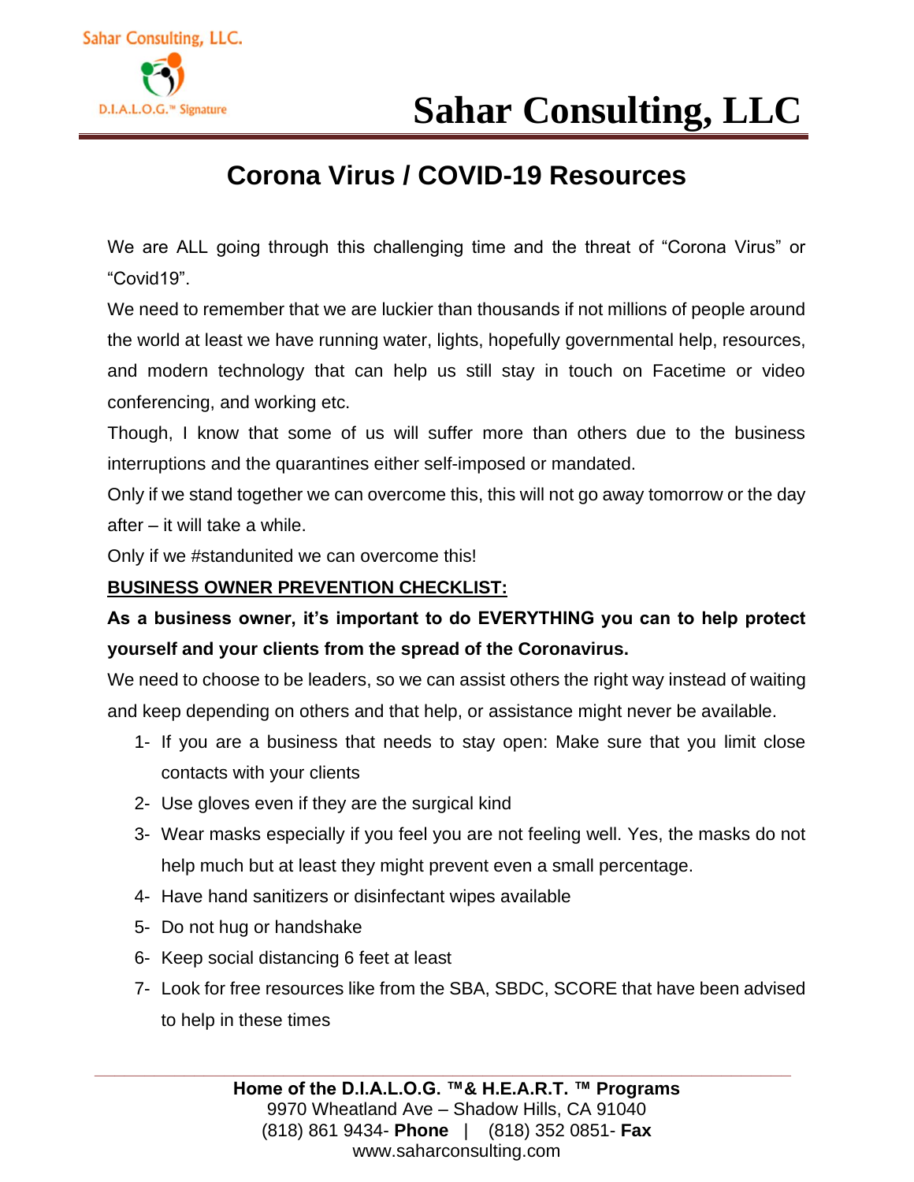Sahar Consulting, LLC.

D.I.A.L.O.G.™ Signature

# Sahar Consulting, LLC

## Corona Virus / COVID-19 Resources

We are ALL going through this challenging time and the threat of "Corona Virus" or "Covid19".

We need to remember that we are luckier than thousands if not millions of people around the world at least we have running water, lights, hopefully governmental help, resources, and modern technology that can help us still stay in touch on Facetime or video conferencing, and working etc.

Though, I know that some of us will suffer more than others due to the business interruptions and the quarantines either self-imposed or mandated.

Only if we stand together we can overcome this, this will not go away tomorrow or the day after – it will take a while.

Only if we #standunited we can overcome this!

**BUSINESS OWNER PREVENTION CHECKLIST:**

**As a business owner, it's important to do EVERYTHING you can to help protect yourself and your clients from the spread of the Coronavirus.**

We need to choose to be leaders, so we can assist others the right way instead of waiting and keep depending on others and that help, or assistance might never be available.

1- If you are a business that needs to stay open: Make sure that you limit close contacts with your clients

2- Use gloves even if they are the surgical kind

3- Wear masks especially if you feel you are not feeling well. Yes, the masks do not help much but at least they might prevent even a small percentage.

4- Have hand sanitizers or disinfectant wipes available

5- Do not hug or handshake

6- Keep social distancing 6 feet at least

7- Look for free resources like from the SBA, SBDC, SCORE that have been advised to help in these times

**Home of the D.I.A.L.O.G. ™& H.E.A.R.T. ™ Programs**
9970 Wheatland Ave – Shadow Hills, CA 91040
(818) 861 9434- **Phone** | (818) 352 0851- **Fax**
www.saharconsulting.com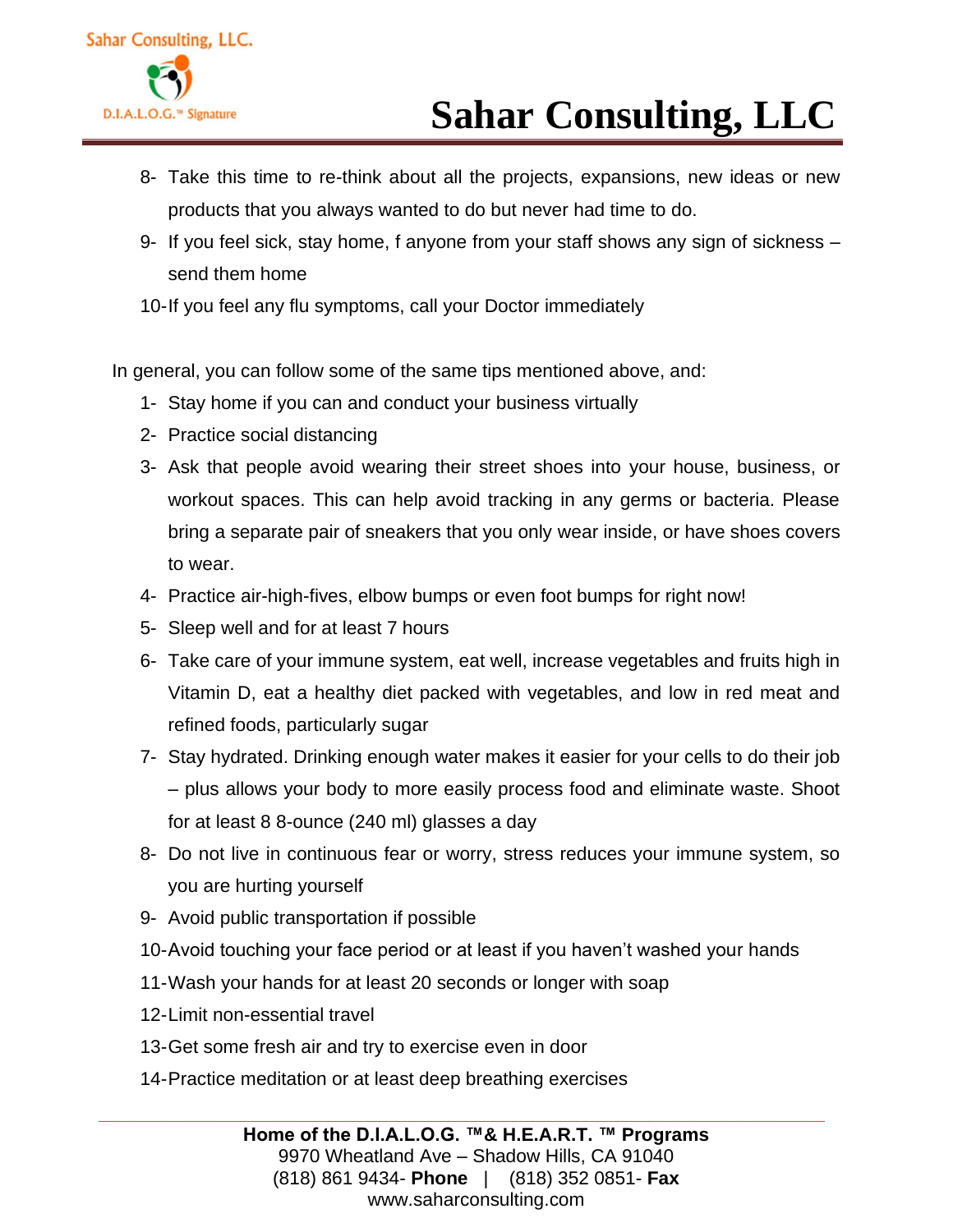8. Take this time to re-think about all the projects, expansions, new ideas or new products that you always wanted to do but never had time to do.
9. If you feel sick, stay home, f anyone from your staff shows any sign of sickness – send them home
10. If you feel any flu symptoms, call your Doctor immediately

In general, you can follow some of the same tips mentioned above, and:

1. Stay home if you can and conduct your business virtually
2. Practice social distancing
3. Ask that people avoid wearing their street shoes into your house, business, or workout spaces. This can help avoid tracking in any germs or bacteria. Please bring a separate pair of sneakers that you only wear inside, or have shoes covers to wear.
4. Practice air-high-fives, elbow bumps or even foot bumps for right now!
5. Sleep well and for at least 7 hours
6. Take care of your immune system, eat well, increase vegetables and fruits high in Vitamin D, eat a healthy diet packed with vegetables, and low in red meat and refined foods, particularly sugar
7. Stay hydrated. Drinking enough water makes it easier for your cells to do their job – plus allows your body to more easily process food and eliminate waste. Shoot for at least 8 8-ounce (240 ml) glasses a day
8. Do not live in continuous fear or worry, stress reduces your immune system, so you are hurting yourself
9. Avoid public transportation if possible
10. Avoid touching your face period or at least if you haven't washed your hands
11. Wash your hands for at least 20 seconds or longer with soap
12. Limit non-essential travel
13. Get some fresh air and try to exercise even in door
14. Practice meditation or at least deep breathing exercises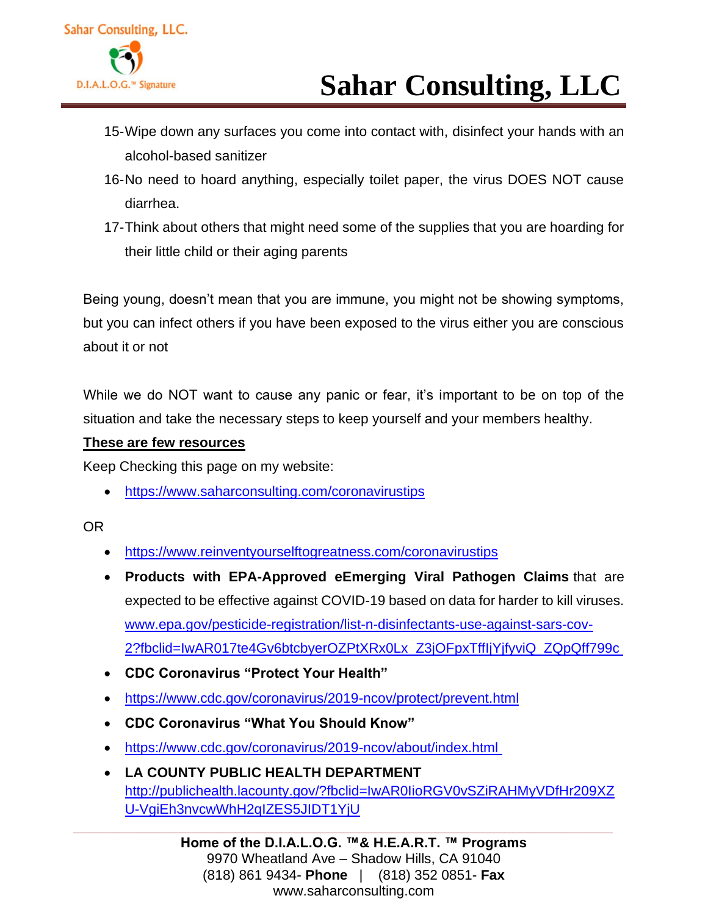15- Wipe down any surfaces you come into contact with, disinfect your hands with an alcohol-based sanitizer

16- No need to hoard anything, especially toilet paper, the virus DOES NOT cause diarrhea.

17- Think about others that might need some of the supplies that you are hoarding for their little child or their aging parents

Being young, doesn't mean that you are immune, you might not be showing symptoms, but you can infect others if you have been exposed to the virus either you are conscious about it or not

While we do NOT want to cause any panic or fear, it's important to be on top of the situation and take the necessary steps to keep yourself and your members healthy.

**<u>These are few resources</u>**

Keep Checking this page on my website:

- https://www.saharconsulting.com/coronavirustips

OR

- https://www.reinventyourselftogreatness.com/coronavirustips
- **Products with EPA-Approved eEmerging Viral Pathogen Claims** that are expected to be effective against COVID-19 based on data for harder to kill viruses. www.epa.gov/pesticide-registration/list-n-disinfectants-use-against-sars-cov-2?fbclid=IwAR017te4Gv6btcbyerOZPtXRx0Lx_Z3jOFpxTffIjYjfyviQ_ZQpQff799c
- **CDC Coronavirus "Protect Your Health"**
- https://www.cdc.gov/coronavirus/2019-ncov/protect/prevent.html
- **CDC Coronavirus "What You Should Know"**
- https://www.cdc.gov/coronavirus/2019-ncov/about/index.html
- **LA COUNTY PUBLIC HEALTH DEPARTMENT** http://publichealth.lacounty.gov/?fbclid=IwAR0IioRGV0vSZiRAHMyVDfHr209XZU-VgiEh3nvcwWhH2qIZES5JIDT1YjU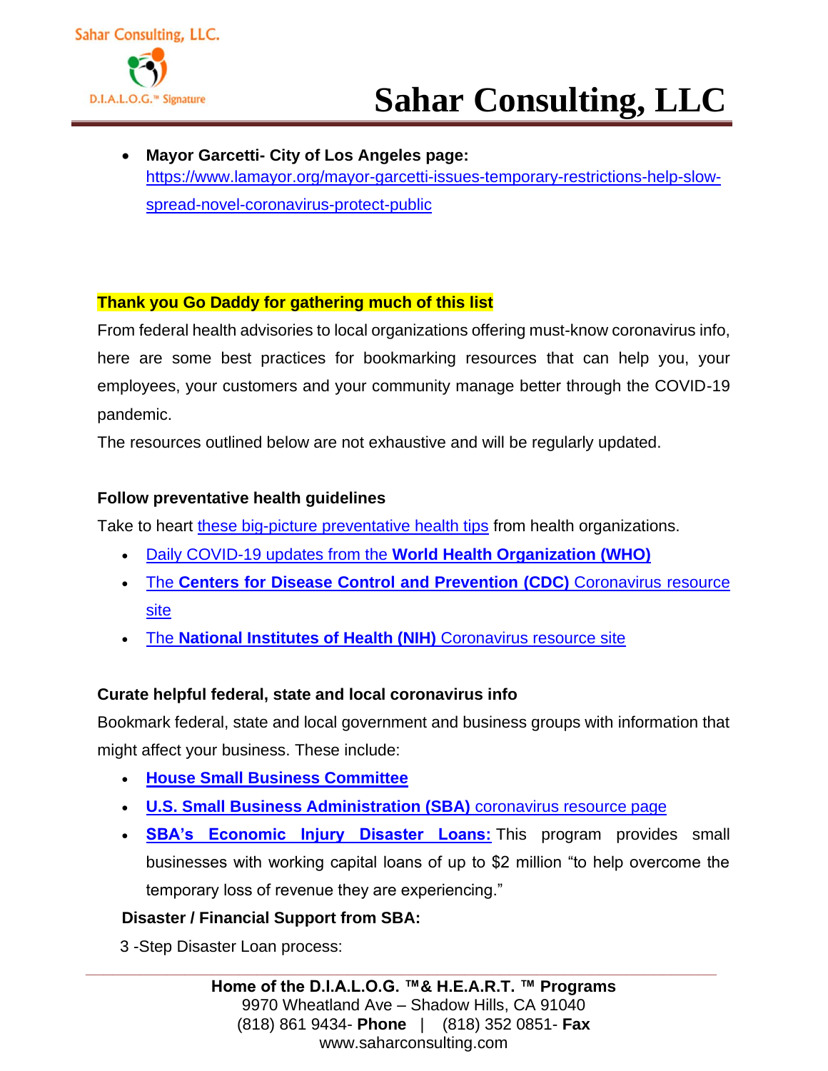- **Mayor Garcetti- City of Los Angeles page:** https://www.lamayor.org/mayor-garcetti-issues-temporary-restrictions-help-slow-spread-novel-coronavirus-protect-public

**Thank you Go Daddy for gathering much of this list**

From federal health advisories to local organizations offering must-know coronavirus info, here are some best practices for bookmarking resources that can help you, your employees, your customers and your community manage better through the COVID-19 pandemic.

The resources outlined below are not exhaustive and will be regularly updated.

### Follow preventative health guidelines

Take to heart these big-picture preventative health tips from health organizations.

- Daily COVID-19 updates from the **World Health Organization (WHO)**
- The **Centers for Disease Control and Prevention (CDC)** Coronavirus resource site
- The **National Institutes of Health (NIH)** Coronavirus resource site

### Curate helpful federal, state and local coronavirus info

Bookmark federal, state and local government and business groups with information that might affect your business. These include:

- **House Small Business Committee**
- **U.S. Small Business Administration (SBA)** coronavirus resource page
- **SBA's Economic Injury Disaster Loans:** This program provides small businesses with working capital loans of up to $2 million "to help overcome the temporary loss of revenue they are experiencing."

**Disaster / Financial Support from SBA:**

3 -Step Disaster Loan process: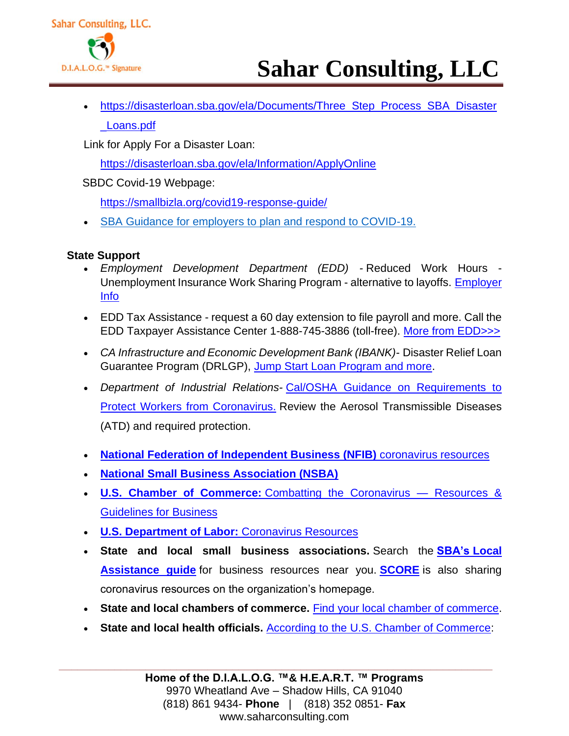- https://disasterloan.sba.gov/ela/Documents/Three_Step_Process_SBA_Disaster_Loans.pdf

Link for Apply For a Disaster Loan:

https://disasterloan.sba.gov/ela/Information/ApplyOnline

SBDC Covid-19 Webpage:

https://smallbizla.org/covid19-response-guide/

- SBA Guidance for employers to plan and respond to COVID-19.

**State Support**

- *Employment Development Department (EDD)* - Reduced Work Hours - Unemployment Insurance Work Sharing Program - alternative to layoffs. Employer Info
- EDD Tax Assistance - request a 60 day extension to file payroll and more. Call the EDD Taxpayer Assistance Center 1-888-745-3886 (toll-free). More from EDD>>>
- *CA Infrastructure and Economic Development Bank (IBANK)*- Disaster Relief Loan Guarantee Program (DRLGP), Jump Start Loan Program and more.
- *Department of Industrial Relations*- Cal/OSHA Guidance on Requirements to Protect Workers from Coronavirus. Review the Aerosol Transmissible Diseases (ATD) and required protection.

- **National Federation of Independent Business (NFIB)** coronavirus resources
- **National Small Business Association (NSBA)**
- **U.S. Chamber of Commerce:** Combatting the Coronavirus — Resources & Guidelines for Business
- **U.S. Department of Labor:** Coronavirus Resources
- **State and local small business associations.** Search the **SBA's Local Assistance guide** for business resources near you. **SCORE** is also sharing coronavirus resources on the organization's homepage.
- **State and local chambers of commerce.** Find your local chamber of commerce.
- **State and local health officials.** According to the U.S. Chamber of Commerce: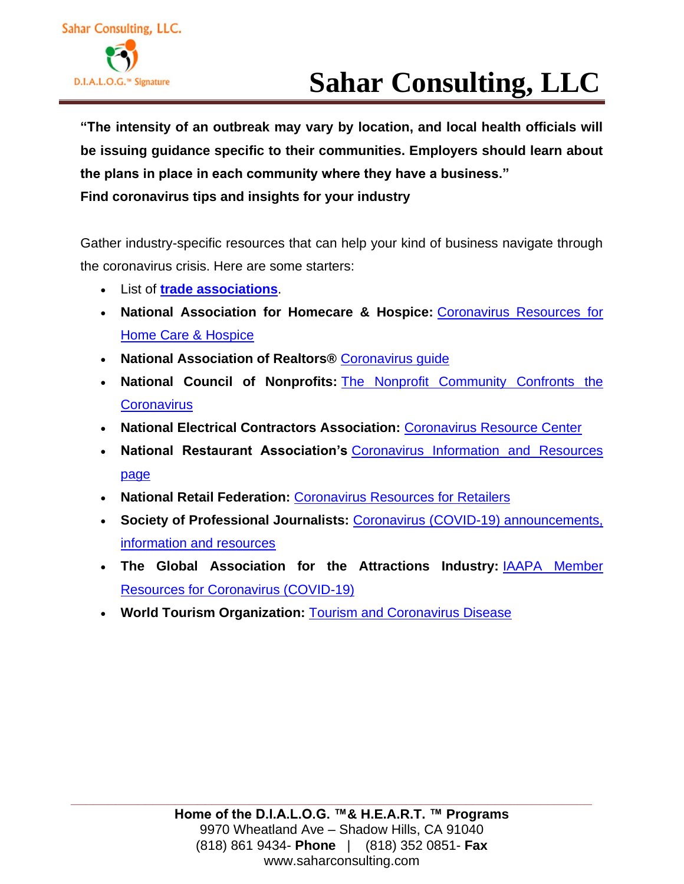**"The intensity of an outbreak may vary by location, and local health officials will be issuing guidance specific to their communities. Employers should learn about the plans in place in each community where they have a business."**

**Find coronavirus tips and insights for your industry**

Gather industry-specific resources that can help your kind of business navigate through the coronavirus crisis. Here are some starters:

- List of **trade associations**.
- **National Association for Homecare & Hospice:** Coronavirus Resources for Home Care & Hospice
- **National Association of Realtors®** Coronavirus guide
- **National Council of Nonprofits:** The Nonprofit Community Confronts the Coronavirus
- **National Electrical Contractors Association:** Coronavirus Resource Center
- **National Restaurant Association's** Coronavirus Information and Resources page
- **National Retail Federation:** Coronavirus Resources for Retailers
- **Society of Professional Journalists:** Coronavirus (COVID-19) announcements, information and resources
- **The Global Association for the Attractions Industry:** IAAPA Member Resources for Coronavirus (COVID-19)
- **World Tourism Organization:** Tourism and Coronavirus Disease